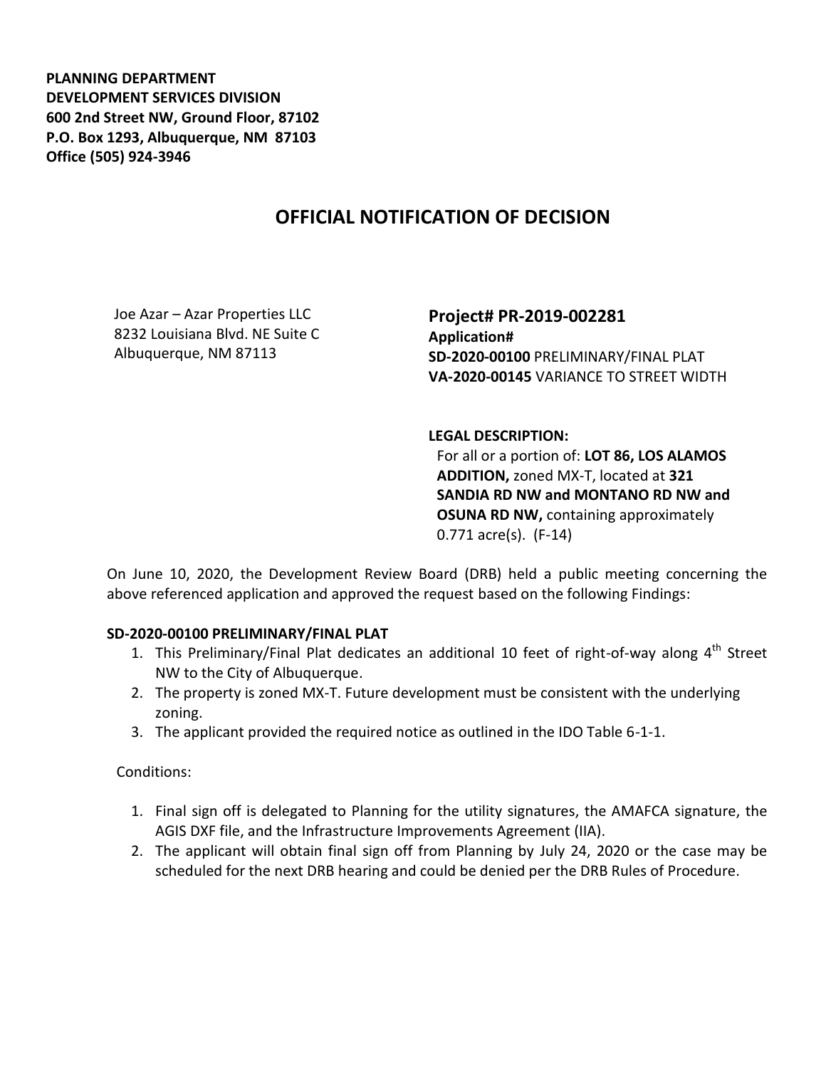**PLANNING DEPARTMENT**
**DEVELOPMENT SERVICES DIVISION**
**600 2nd Street NW, Ground Floor, 87102**
**P.O. Box 1293, Albuquerque, NM 87103**
**Office (505) 924-3946**

# OFFICIAL NOTIFICATION OF DECISION

Joe Azar – Azar Properties LLC
8232 Louisiana Blvd. NE Suite C
Albuquerque, NM 87113

**Project# PR-2019-002281**
**Application#**
**SD-2020-00100** PRELIMINARY/FINAL PLAT
**VA-2020-00145** VARIANCE TO STREET WIDTH

**LEGAL DESCRIPTION:**
For all or a portion of: **LOT 86, LOS ALAMOS ADDITION,** zoned MX-T, located at **321 SANDIA RD NW and MONTANO RD NW and OSUNA RD NW,** containing approximately 0.771 acre(s). (F-14)

On June 10, 2020, the Development Review Board (DRB) held a public meeting concerning the above referenced application and approved the request based on the following Findings:

**SD-2020-00100 PRELIMINARY/FINAL PLAT**

1. This Preliminary/Final Plat dedicates an additional 10 feet of right-of-way along 4th Street NW to the City of Albuquerque.
2. The property is zoned MX-T. Future development must be consistent with the underlying zoning.
3. The applicant provided the required notice as outlined in the IDO Table 6-1-1.

Conditions:

1. Final sign off is delegated to Planning for the utility signatures, the AMAFCA signature, the AGIS DXF file, and the Infrastructure Improvements Agreement (IIA).
2. The applicant will obtain final sign off from Planning by July 24, 2020 or the case may be scheduled for the next DRB hearing and could be denied per the DRB Rules of Procedure.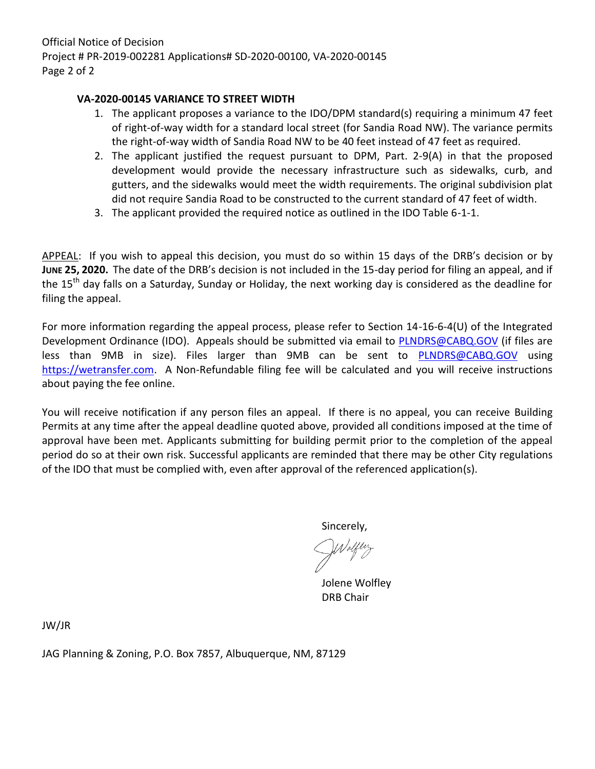**VA-2020-00145 VARIANCE TO STREET WIDTH**

1. The applicant proposes a variance to the IDO/DPM standard(s) requiring a minimum 47 feet of right-of-way width for a standard local street (for Sandia Road NW). The variance permits the right-of-way width of Sandia Road NW to be 40 feet instead of 47 feet as required.
2. The applicant justified the request pursuant to DPM, Part. 2-9(A) in that the proposed development would provide the necessary infrastructure such as sidewalks, curb, and gutters, and the sidewalks would meet the width requirements. The original subdivision plat did not require Sandia Road to be constructed to the current standard of 47 feet of width.
3. The applicant provided the required notice as outlined in the IDO Table 6-1-1.

APPEAL: If you wish to appeal this decision, you must do so within 15 days of the DRB's decision or by **JUNE 25, 2020.** The date of the DRB's decision is not included in the 15-day period for filing an appeal, and if the 15th day falls on a Saturday, Sunday or Holiday, the next working day is considered as the deadline for filing the appeal.

For more information regarding the appeal process, please refer to Section 14-16-6-4(U) of the Integrated Development Ordinance (IDO). Appeals should be submitted via email to PLNDRS@CABQ.GOV (if files are less than 9MB in size). Files larger than 9MB can be sent to PLNDRS@CABQ.GOV using https://wetransfer.com. A Non-Refundable filing fee will be calculated and you will receive instructions about paying the fee online.

You will receive notification if any person files an appeal. If there is no appeal, you can receive Building Permits at any time after the appeal deadline quoted above, provided all conditions imposed at the time of approval have been met. Applicants submitting for building permit prior to the completion of the appeal period do so at their own risk. Successful applicants are reminded that there may be other City regulations of the IDO that must be complied with, even after approval of the referenced application(s).

Sincerely,

Jolene Wolfley
DRB Chair

JW/JR

JAG Planning & Zoning, P.O. Box 7857, Albuquerque, NM, 87129